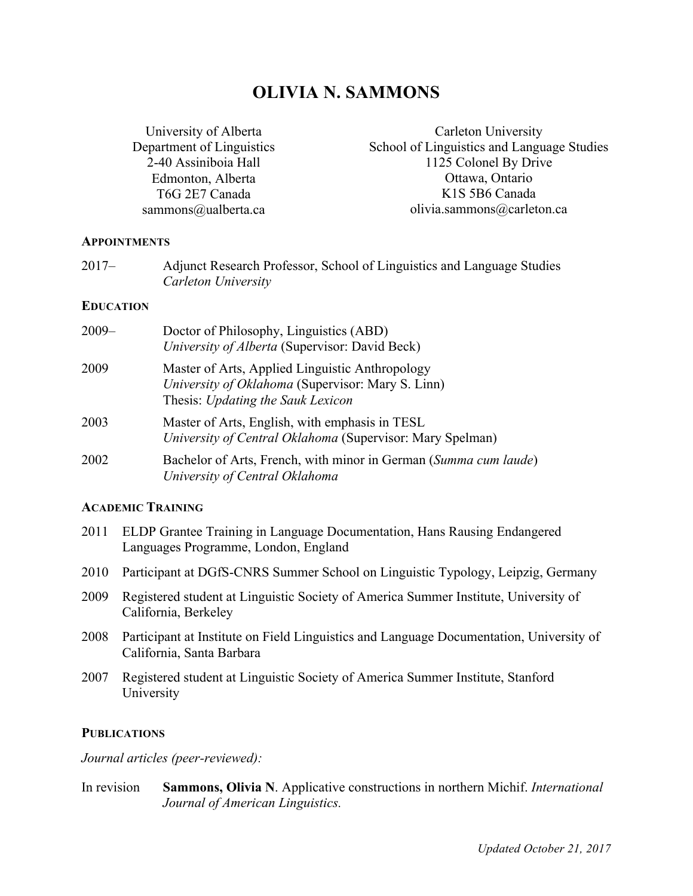# OLIVIA N. SAMMONS

University of Alberta
Department of Linguistics
2-40 Assiniboia Hall
Edmonton, Alberta
T6G 2E7 Canada
sammons@ualberta.ca

Carleton University
School of Linguistics and Language Studies
1125 Colonel By Drive
Ottawa, Ontario
K1S 5B6 Canada
olivia.sammons@carleton.ca

## APPOINTMENTS

2017– Adjunct Research Professor, School of Linguistics and Language Studies
*Carleton University*

## EDUCATION

2009– Doctor of Philosophy, Linguistics (ABD)
*University of Alberta* (Supervisor: David Beck)

2009 Master of Arts, Applied Linguistic Anthropology
*University of Oklahoma* (Supervisor: Mary S. Linn)
Thesis: *Updating the Sauk Lexicon*

2003 Master of Arts, English, with emphasis in TESL
*University of Central Oklahoma* (Supervisor: Mary Spelman)

2002 Bachelor of Arts, French, with minor in German (*Summa cum laude*)
*University of Central Oklahoma*

## ACADEMIC TRAINING

2011 ELDP Grantee Training in Language Documentation, Hans Rausing Endangered Languages Programme, London, England

2010 Participant at DGfS-CNRS Summer School on Linguistic Typology, Leipzig, Germany

2009 Registered student at Linguistic Society of America Summer Institute, University of California, Berkeley

2008 Participant at Institute on Field Linguistics and Language Documentation, University of California, Santa Barbara

2007 Registered student at Linguistic Society of America Summer Institute, Stanford University

## PUBLICATIONS

*Journal articles (peer-reviewed):*

In revision **Sammons, Olivia N**. Applicative constructions in northern Michif. *International Journal of American Linguistics.*

*Updated October 21, 2017*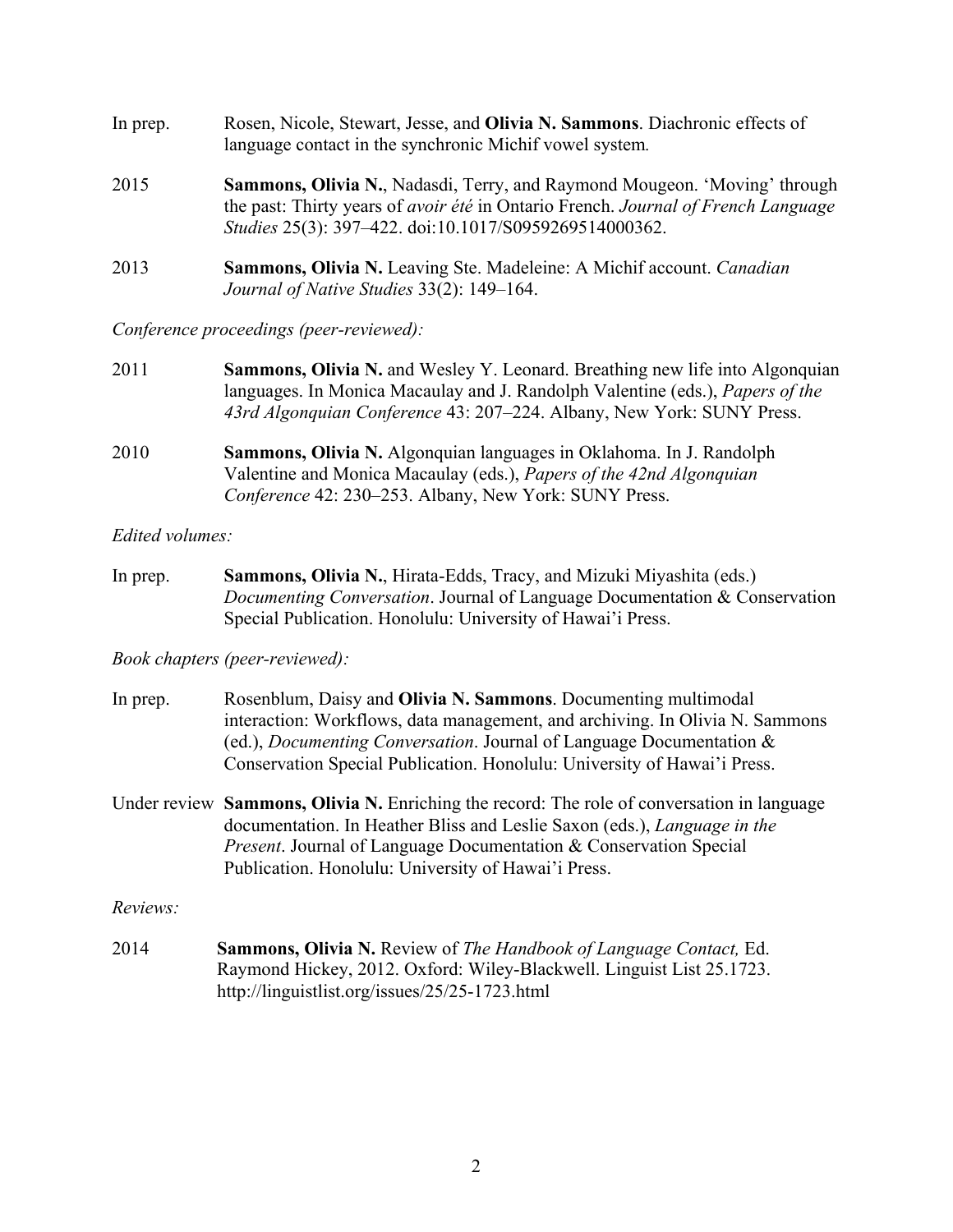In prep. Rosen, Nicole, Stewart, Jesse, and **Olivia N. Sammons**. Diachronic effects of language contact in the synchronic Michif vowel system.

2015 **Sammons, Olivia N.**, Nadasdi, Terry, and Raymond Mougeon. 'Moving' through the past: Thirty years of *avoir été* in Ontario French. *Journal of French Language Studies* 25(3): 397–422. doi:10.1017/S0959269514000362.

2013 **Sammons, Olivia N.** Leaving Ste. Madeleine: A Michif account. *Canadian Journal of Native Studies* 33(2): 149–164.

*Conference proceedings (peer-reviewed):*

2011 **Sammons, Olivia N.** and Wesley Y. Leonard. Breathing new life into Algonquian languages. In Monica Macaulay and J. Randolph Valentine (eds.), *Papers of the 43rd Algonquian Conference* 43: 207–224. Albany, New York: SUNY Press.

2010 **Sammons, Olivia N.** Algonquian languages in Oklahoma. In J. Randolph Valentine and Monica Macaulay (eds.), *Papers of the 42nd Algonquian Conference* 42: 230–253. Albany, New York: SUNY Press.

*Edited volumes:*

In prep. **Sammons, Olivia N.**, Hirata-Edds, Tracy, and Mizuki Miyashita (eds.) *Documenting Conversation*. Journal of Language Documentation & Conservation Special Publication. Honolulu: University of Hawai'i Press.

*Book chapters (peer-reviewed):*

In prep. Rosenblum, Daisy and **Olivia N. Sammons**. Documenting multimodal interaction: Workflows, data management, and archiving. In Olivia N. Sammons (ed.), *Documenting Conversation*. Journal of Language Documentation & Conservation Special Publication. Honolulu: University of Hawai'i Press.

Under review **Sammons, Olivia N.** Enriching the record: The role of conversation in language documentation. In Heather Bliss and Leslie Saxon (eds.), *Language in the Present*. Journal of Language Documentation & Conservation Special Publication. Honolulu: University of Hawai'i Press.

*Reviews:*

2014 **Sammons, Olivia N.** Review of *The Handbook of Language Contact,* Ed. Raymond Hickey, 2012. Oxford: Wiley-Blackwell. Linguist List 25.1723. http://linguistlist.org/issues/25/25-1723.html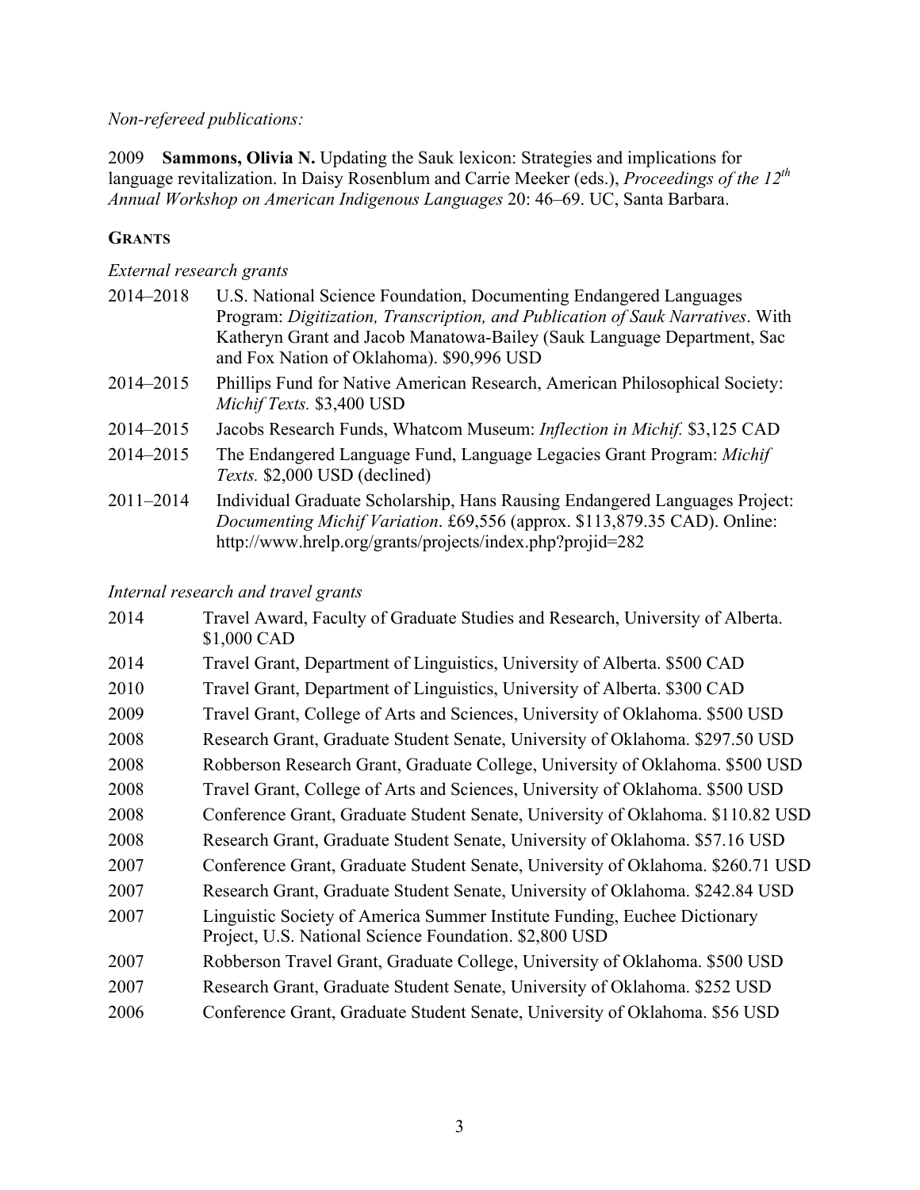*Non-refereed publications:*

2009 **Sammons, Olivia N.** Updating the Sauk lexicon: Strategies and implications for language revitalization. In Daisy Rosenblum and Carrie Meeker (eds.), *Proceedings of the 12th Annual Workshop on American Indigenous Languages* 20: 46–69. UC, Santa Barbara.

## GRANTS

*External research grants*

2014–2018 U.S. National Science Foundation, Documenting Endangered Languages Program: *Digitization, Transcription, and Publication of Sauk Narratives*. With Katheryn Grant and Jacob Manatowa-Bailey (Sauk Language Department, Sac and Fox Nation of Oklahoma). $90,996 USD

2014–2015 Phillips Fund for Native American Research, American Philosophical Society: *Michif Texts.* $3,400 USD

2014–2015 Jacobs Research Funds, Whatcom Museum: *Inflection in Michif.* $3,125 CAD

2014–2015 The Endangered Language Fund, Language Legacies Grant Program: *Michif Texts.* $2,000 USD (declined)

2011–2014 Individual Graduate Scholarship, Hans Rausing Endangered Languages Project: *Documenting Michif Variation*. £69,556 (approx. $113,879.35 CAD). Online: http://www.hrelp.org/grants/projects/index.php?projid=282

*Internal research and travel grants*

2014 Travel Award, Faculty of Graduate Studies and Research, University of Alberta. $1,000 CAD

2014 Travel Grant, Department of Linguistics, University of Alberta. $500 CAD

2010 Travel Grant, Department of Linguistics, University of Alberta. $300 CAD

2009 Travel Grant, College of Arts and Sciences, University of Oklahoma. $500 USD

2008 Research Grant, Graduate Student Senate, University of Oklahoma. $297.50 USD

2008 Robberson Research Grant, Graduate College, University of Oklahoma. $500 USD

2008 Travel Grant, College of Arts and Sciences, University of Oklahoma. $500 USD

2008 Conference Grant, Graduate Student Senate, University of Oklahoma. $110.82 USD

2008 Research Grant, Graduate Student Senate, University of Oklahoma. $57.16 USD

2007 Conference Grant, Graduate Student Senate, University of Oklahoma. $260.71 USD

2007 Research Grant, Graduate Student Senate, University of Oklahoma. $242.84 USD

2007 Linguistic Society of America Summer Institute Funding, Euchee Dictionary Project, U.S. National Science Foundation. $2,800 USD

2007 Robberson Travel Grant, Graduate College, University of Oklahoma. $500 USD

2007 Research Grant, Graduate Student Senate, University of Oklahoma. $252 USD

2006 Conference Grant, Graduate Student Senate, University of Oklahoma. $56 USD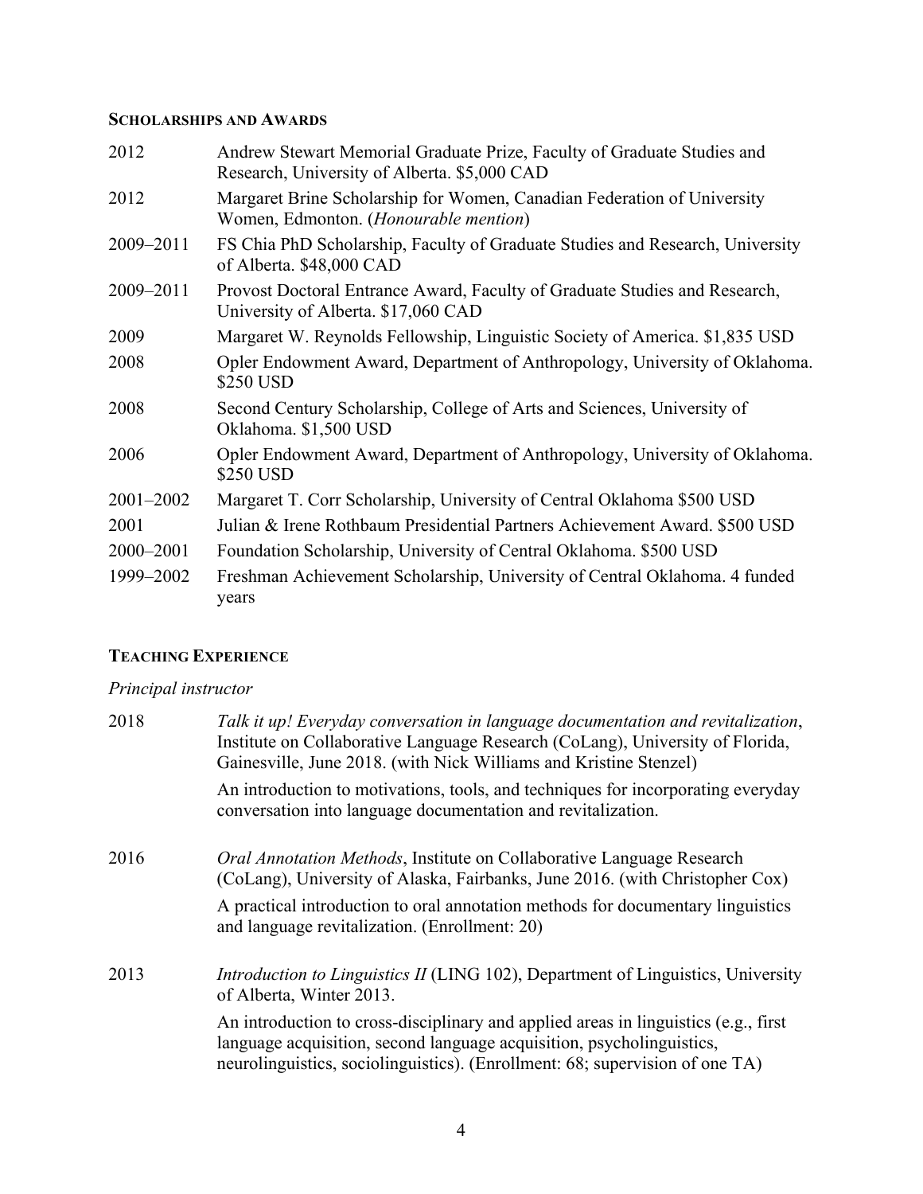## Scholarships and Awards

| | |
|---|---|
| 2012 | Andrew Stewart Memorial Graduate Prize, Faculty of Graduate Studies and Research, University of Alberta. $5,000 CAD |
| 2012 | Margaret Brine Scholarship for Women, Canadian Federation of University Women, Edmonton. (*Honourable mention*) |
| 2009–2011 | FS Chia PhD Scholarship, Faculty of Graduate Studies and Research, University of Alberta. $48,000 CAD |
| 2009–2011 | Provost Doctoral Entrance Award, Faculty of Graduate Studies and Research, University of Alberta. $17,060 CAD |
| 2009 | Margaret W. Reynolds Fellowship, Linguistic Society of America. $1,835 USD |
| 2008 | Opler Endowment Award, Department of Anthropology, University of Oklahoma. $250 USD |
| 2008 | Second Century Scholarship, College of Arts and Sciences, University of Oklahoma. $1,500 USD |
| 2006 | Opler Endowment Award, Department of Anthropology, University of Oklahoma. $250 USD |
| 2001–2002 | Margaret T. Corr Scholarship, University of Central Oklahoma $500 USD |
| 2001 | Julian & Irene Rothbaum Presidential Partners Achievement Award. $500 USD |
| 2000–2001 | Foundation Scholarship, University of Central Oklahoma. $500 USD |
| 1999–2002 | Freshman Achievement Scholarship, University of Central Oklahoma. 4 funded years |

## Teaching Experience

*Principal instructor*

**2018** — *Talk it up! Everyday conversation in language documentation and revitalization*, Institute on Collaborative Language Research (CoLang), University of Florida, Gainesville, June 2018. (with Nick Williams and Kristine Stenzel)

An introduction to motivations, tools, and techniques for incorporating everyday conversation into language documentation and revitalization.

**2016** — *Oral Annotation Methods*, Institute on Collaborative Language Research (CoLang), University of Alaska, Fairbanks, June 2016. (with Christopher Cox)

A practical introduction to oral annotation methods for documentary linguistics and language revitalization. (Enrollment: 20)

**2013** — *Introduction to Linguistics II* (LING 102), Department of Linguistics, University of Alberta, Winter 2013.

An introduction to cross-disciplinary and applied areas in linguistics (e.g., first language acquisition, second language acquisition, psycholinguistics, neurolinguistics, sociolinguistics). (Enrollment: 68; supervision of one TA)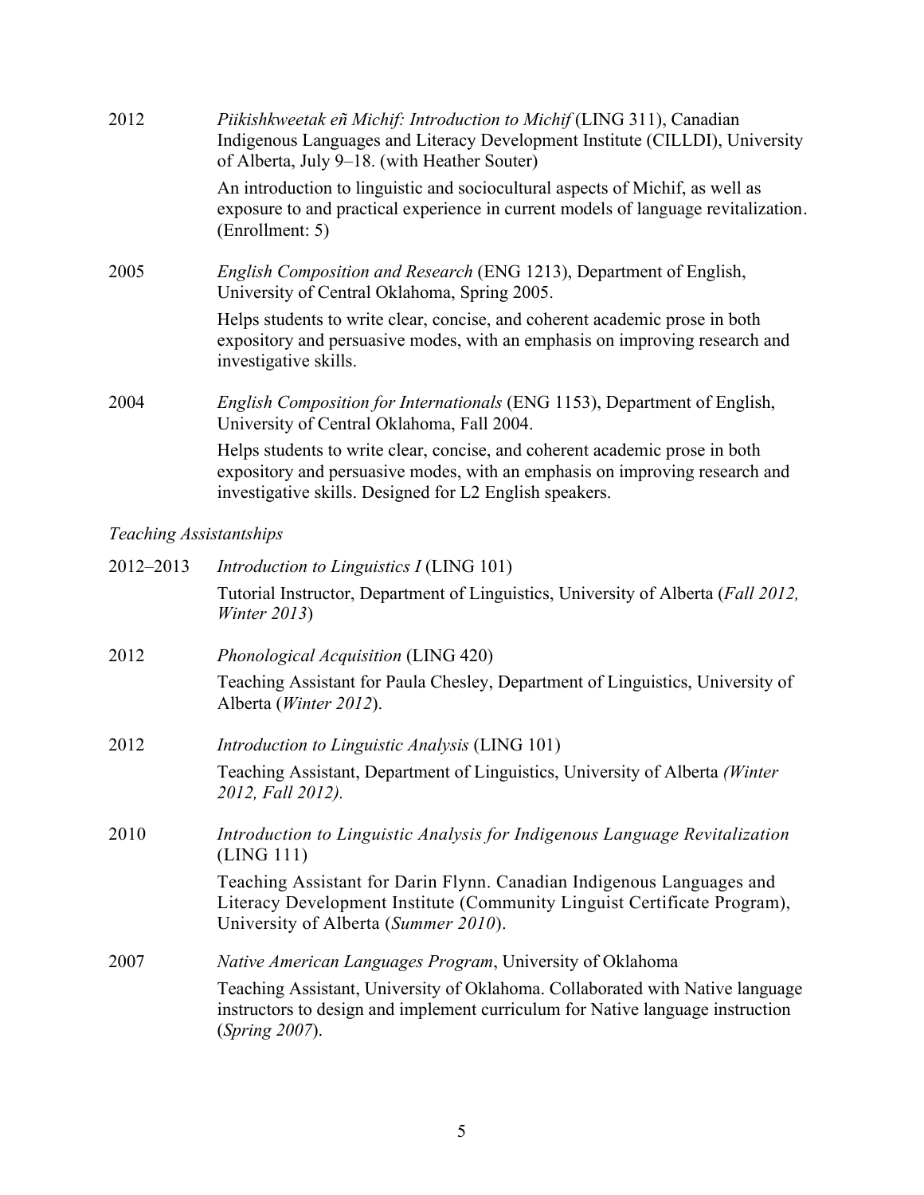2012 *Piikishkweetak eñ Michif: Introduction to Michif* (LING 311), Canadian Indigenous Languages and Literacy Development Institute (CILLDI), University of Alberta, July 9–18. (with Heather Souter)

An introduction to linguistic and sociocultural aspects of Michif, as well as exposure to and practical experience in current models of language revitalization. (Enrollment: 5)

2005 *English Composition and Research* (ENG 1213), Department of English, University of Central Oklahoma, Spring 2005.

Helps students to write clear, concise, and coherent academic prose in both expository and persuasive modes, with an emphasis on improving research and investigative skills.

2004 *English Composition for Internationals* (ENG 1153), Department of English, University of Central Oklahoma, Fall 2004.

Helps students to write clear, concise, and coherent academic prose in both expository and persuasive modes, with an emphasis on improving research and investigative skills. Designed for L2 English speakers.

*Teaching Assistantships*

2012–2013 *Introduction to Linguistics I* (LING 101)

Tutorial Instructor, Department of Linguistics, University of Alberta (*Fall 2012, Winter 2013*)

2012 *Phonological Acquisition* (LING 420)

Teaching Assistant for Paula Chesley, Department of Linguistics, University of Alberta (*Winter 2012*).

2012 *Introduction to Linguistic Analysis* (LING 101)

Teaching Assistant, Department of Linguistics, University of Alberta *(Winter 2012, Fall 2012).*

2010 *Introduction to Linguistic Analysis for Indigenous Language Revitalization* (LING 111)

Teaching Assistant for Darin Flynn. Canadian Indigenous Languages and Literacy Development Institute (Community Linguist Certificate Program), University of Alberta (*Summer 2010*).

2007 *Native American Languages Program*, University of Oklahoma

Teaching Assistant, University of Oklahoma. Collaborated with Native language instructors to design and implement curriculum for Native language instruction (*Spring 2007*).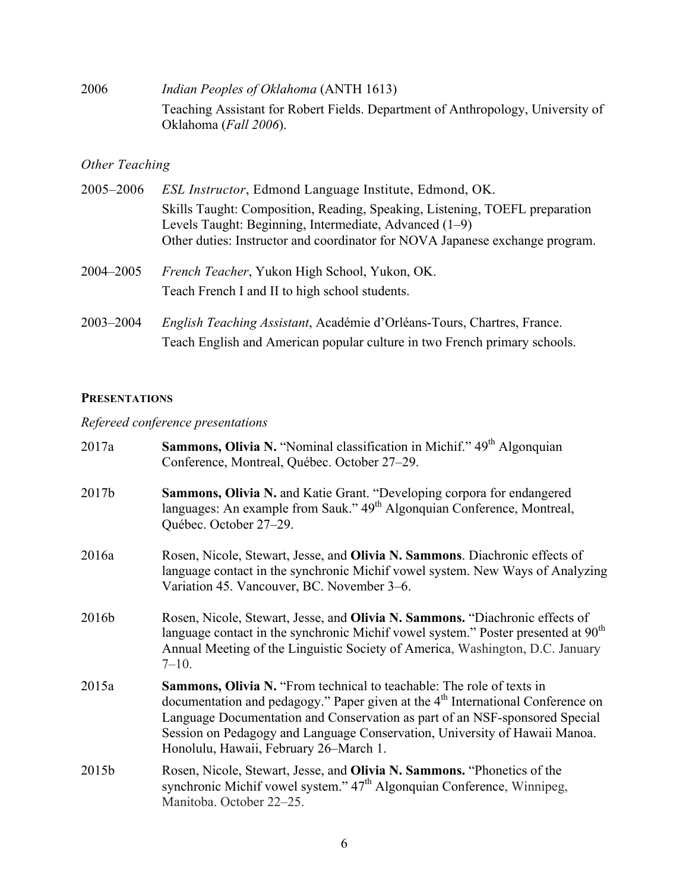2006 *Indian Peoples of Oklahoma* (ANTH 1613)
Teaching Assistant for Robert Fields. Department of Anthropology, University of Oklahoma (*Fall 2006*).

*Other Teaching*

2005–2006 *ESL Instructor*, Edmond Language Institute, Edmond, OK.
Skills Taught: Composition, Reading, Speaking, Listening, TOEFL preparation
Levels Taught: Beginning, Intermediate, Advanced (1–9)
Other duties: Instructor and coordinator for NOVA Japanese exchange program.

2004–2005 *French Teacher*, Yukon High School, Yukon, OK.
Teach French I and II to high school students.

2003–2004 *English Teaching Assistant*, Académie d'Orléans-Tours, Chartres, France.
Teach English and American popular culture in two French primary schools.

## PRESENTATIONS

*Refereed conference presentations*

2017a **Sammons, Olivia N.** "Nominal classification in Michif." 49th Algonquian Conference, Montreal, Québec. October 27–29.

2017b **Sammons, Olivia N.** and Katie Grant. "Developing corpora for endangered languages: An example from Sauk." 49th Algonquian Conference, Montreal, Québec. October 27–29.

2016a Rosen, Nicole, Stewart, Jesse, and **Olivia N. Sammons**. Diachronic effects of language contact in the synchronic Michif vowel system. New Ways of Analyzing Variation 45. Vancouver, BC. November 3–6.

2016b Rosen, Nicole, Stewart, Jesse, and **Olivia N. Sammons.** "Diachronic effects of language contact in the synchronic Michif vowel system." Poster presented at 90th Annual Meeting of the Linguistic Society of America, Washington, D.C. January 7–10.

2015a **Sammons, Olivia N.** "From technical to teachable: The role of texts in documentation and pedagogy." Paper given at the 4th International Conference on Language Documentation and Conservation as part of an NSF-sponsored Special Session on Pedagogy and Language Conservation, University of Hawaii Manoa. Honolulu, Hawaii, February 26–March 1.

2015b Rosen, Nicole, Stewart, Jesse, and **Olivia N. Sammons.** "Phonetics of the synchronic Michif vowel system." 47th Algonquian Conference, Winnipeg, Manitoba. October 22–25.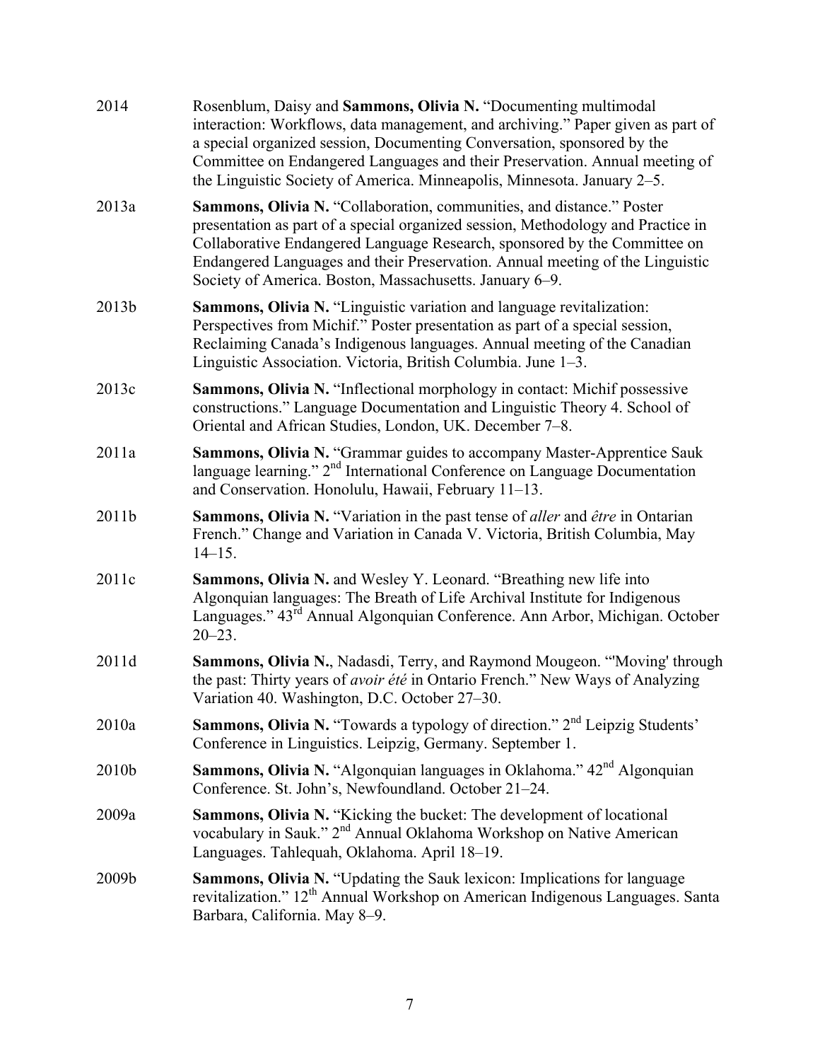2014 Rosenblum, Daisy and **Sammons, Olivia N.** "Documenting multimodal interaction: Workflows, data management, and archiving." Paper given as part of a special organized session, Documenting Conversation, sponsored by the Committee on Endangered Languages and their Preservation. Annual meeting of the Linguistic Society of America. Minneapolis, Minnesota. January 2–5.

2013a **Sammons, Olivia N.** "Collaboration, communities, and distance." Poster presentation as part of a special organized session, Methodology and Practice in Collaborative Endangered Language Research, sponsored by the Committee on Endangered Languages and their Preservation. Annual meeting of the Linguistic Society of America. Boston, Massachusetts. January 6–9.

2013b **Sammons, Olivia N.** "Linguistic variation and language revitalization: Perspectives from Michif." Poster presentation as part of a special session, Reclaiming Canada's Indigenous languages. Annual meeting of the Canadian Linguistic Association. Victoria, British Columbia. June 1–3.

2013c **Sammons, Olivia N.** "Inflectional morphology in contact: Michif possessive constructions." Language Documentation and Linguistic Theory 4. School of Oriental and African Studies, London, UK. December 7–8.

2011a **Sammons, Olivia N.** "Grammar guides to accompany Master-Apprentice Sauk language learning." 2nd International Conference on Language Documentation and Conservation. Honolulu, Hawaii, February 11–13.

2011b **Sammons, Olivia N.** "Variation in the past tense of *aller* and *être* in Ontarian French." Change and Variation in Canada V. Victoria, British Columbia, May 14–15.

2011c **Sammons, Olivia N.** and Wesley Y. Leonard. "Breathing new life into Algonquian languages: The Breath of Life Archival Institute for Indigenous Languages." 43rd Annual Algonquian Conference. Ann Arbor, Michigan. October 20–23.

2011d **Sammons, Olivia N.**, Nadasdi, Terry, and Raymond Mougeon. "'Moving' through the past: Thirty years of *avoir été* in Ontario French." New Ways of Analyzing Variation 40. Washington, D.C. October 27–30.

2010a **Sammons, Olivia N.** "Towards a typology of direction." 2nd Leipzig Students' Conference in Linguistics. Leipzig, Germany. September 1.

2010b **Sammons, Olivia N.** "Algonquian languages in Oklahoma." 42nd Algonquian Conference. St. John's, Newfoundland. October 21–24.

2009a **Sammons, Olivia N.** "Kicking the bucket: The development of locational vocabulary in Sauk." 2nd Annual Oklahoma Workshop on Native American Languages. Tahlequah, Oklahoma. April 18–19.

2009b **Sammons, Olivia N.** "Updating the Sauk lexicon: Implications for language revitalization." 12th Annual Workshop on American Indigenous Languages. Santa Barbara, California. May 8–9.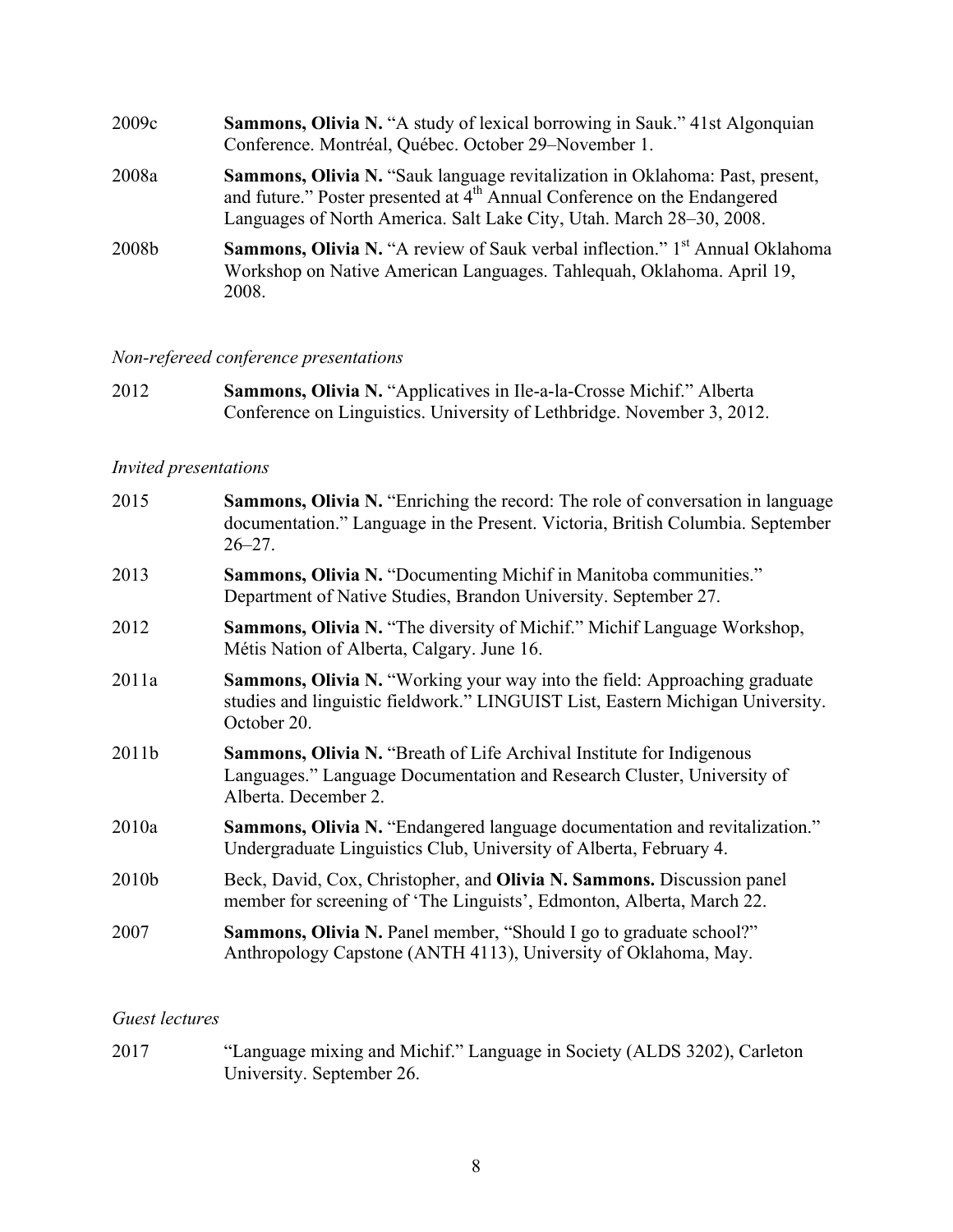2009c **Sammons, Olivia N.** "A study of lexical borrowing in Sauk." 41st Algonquian Conference. Montréal, Québec. October 29–November 1.

2008a **Sammons, Olivia N.** "Sauk language revitalization in Oklahoma: Past, present, and future." Poster presented at 4th Annual Conference on the Endangered Languages of North America. Salt Lake City, Utah. March 28–30, 2008.

2008b **Sammons, Olivia N.** "A review of Sauk verbal inflection." 1st Annual Oklahoma Workshop on Native American Languages. Tahlequah, Oklahoma. April 19, 2008.

*Non-refereed conference presentations*

2012 **Sammons, Olivia N.** "Applicatives in Ile-a-la-Crosse Michif." Alberta Conference on Linguistics. University of Lethbridge. November 3, 2012.

*Invited presentations*

2015 **Sammons, Olivia N.** "Enriching the record: The role of conversation in language documentation." Language in the Present. Victoria, British Columbia. September 26–27.

2013 **Sammons, Olivia N.** "Documenting Michif in Manitoba communities." Department of Native Studies, Brandon University. September 27.

2012 **Sammons, Olivia N.** "The diversity of Michif." Michif Language Workshop, Métis Nation of Alberta, Calgary. June 16.

2011a **Sammons, Olivia N.** "Working your way into the field: Approaching graduate studies and linguistic fieldwork." LINGUIST List, Eastern Michigan University. October 20.

2011b **Sammons, Olivia N.** "Breath of Life Archival Institute for Indigenous Languages." Language Documentation and Research Cluster, University of Alberta. December 2.

2010a **Sammons, Olivia N.** "Endangered language documentation and revitalization." Undergraduate Linguistics Club, University of Alberta, February 4.

2010b Beck, David, Cox, Christopher, and **Olivia N. Sammons.** Discussion panel member for screening of 'The Linguists', Edmonton, Alberta, March 22.

2007 **Sammons, Olivia N.** Panel member, "Should I go to graduate school?" Anthropology Capstone (ANTH 4113), University of Oklahoma, May.

*Guest lectures*

2017 "Language mixing and Michif." Language in Society (ALDS 3202), Carleton University. September 26.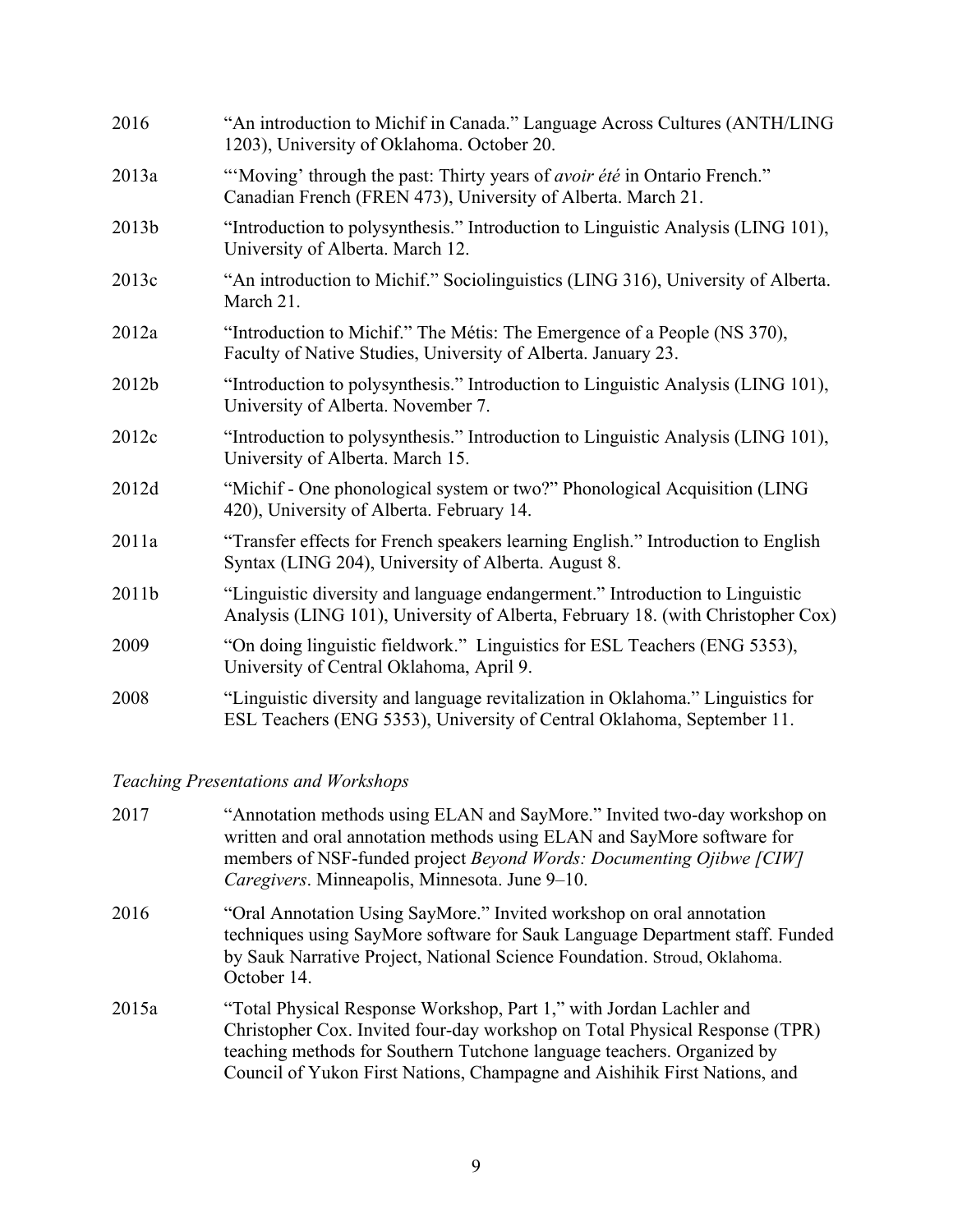2016 “An introduction to Michif in Canada.” Language Across Cultures (ANTH/LING 1203), University of Oklahoma. October 20.

2013a “‘Moving’ through the past: Thirty years of *avoir été* in Ontario French.” Canadian French (FREN 473), University of Alberta. March 21.

2013b “Introduction to polysynthesis.” Introduction to Linguistic Analysis (LING 101), University of Alberta. March 12.

2013c “An introduction to Michif.” Sociolinguistics (LING 316), University of Alberta. March 21.

2012a “Introduction to Michif.” The Métis: The Emergence of a People (NS 370), Faculty of Native Studies, University of Alberta. January 23.

2012b “Introduction to polysynthesis.” Introduction to Linguistic Analysis (LING 101), University of Alberta. November 7.

2012c “Introduction to polysynthesis.” Introduction to Linguistic Analysis (LING 101), University of Alberta. March 15.

2012d “Michif - One phonological system or two?” Phonological Acquisition (LING 420), University of Alberta. February 14.

2011a “Transfer effects for French speakers learning English.” Introduction to English Syntax (LING 204), University of Alberta. August 8.

2011b “Linguistic diversity and language endangerment.” Introduction to Linguistic Analysis (LING 101), University of Alberta, February 18. (with Christopher Cox)

2009 “On doing linguistic fieldwork.” Linguistics for ESL Teachers (ENG 5353), University of Central Oklahoma, April 9.

2008 “Linguistic diversity and language revitalization in Oklahoma.” Linguistics for ESL Teachers (ENG 5353), University of Central Oklahoma, September 11.

*Teaching Presentations and Workshops*

2017 “Annotation methods using ELAN and SayMore.” Invited two-day workshop on written and oral annotation methods using ELAN and SayMore software for members of NSF-funded project *Beyond Words: Documenting Ojibwe [CIW] Caregivers*. Minneapolis, Minnesota. June 9–10.

2016 “Oral Annotation Using SayMore.” Invited workshop on oral annotation techniques using SayMore software for Sauk Language Department staff. Funded by Sauk Narrative Project, National Science Foundation. Stroud, Oklahoma. October 14.

2015a “Total Physical Response Workshop, Part 1,” with Jordan Lachler and Christopher Cox. Invited four-day workshop on Total Physical Response (TPR) teaching methods for Southern Tutchone language teachers. Organized by Council of Yukon First Nations, Champagne and Aishihik First Nations, and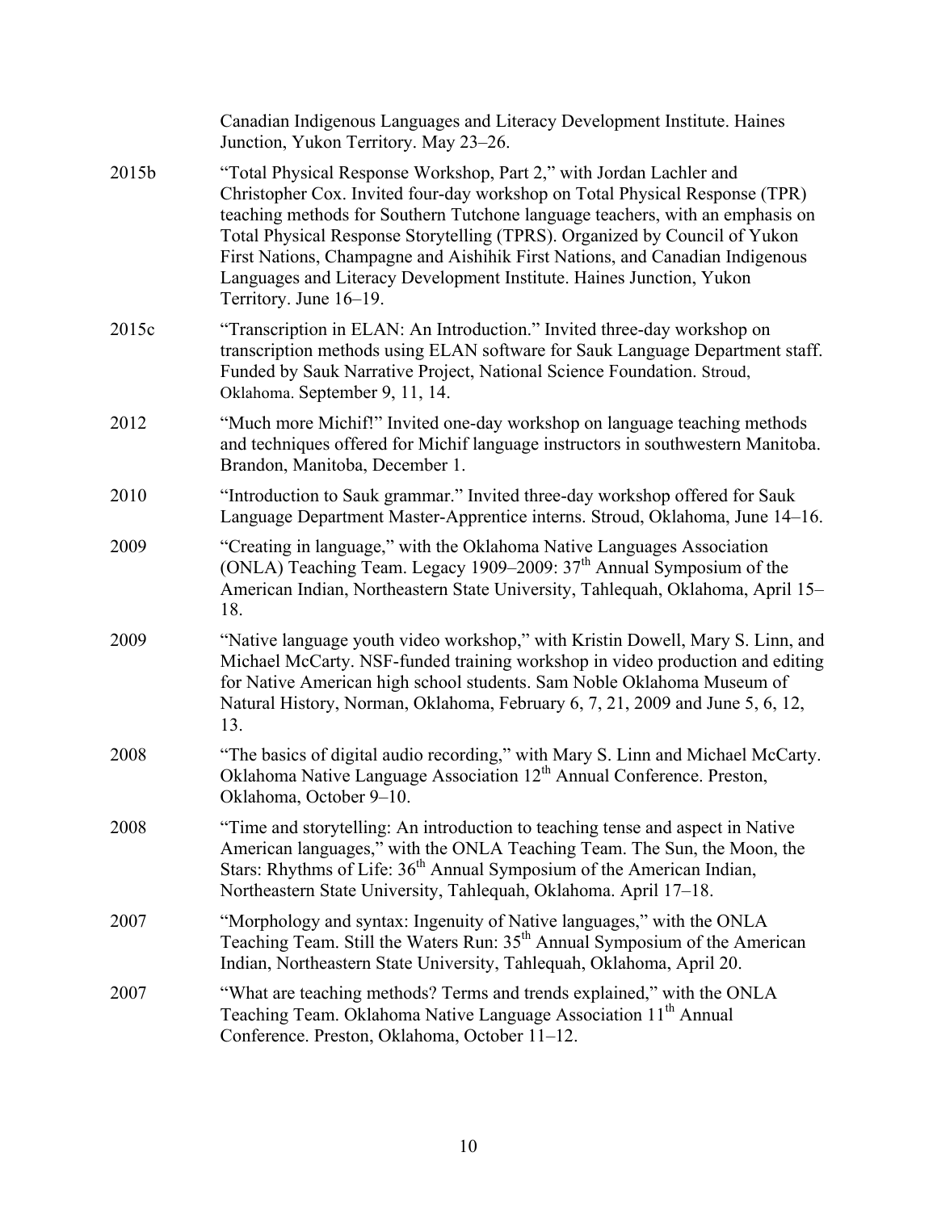Canadian Indigenous Languages and Literacy Development Institute. Haines Junction, Yukon Territory. May 23–26.

2015b "Total Physical Response Workshop, Part 2," with Jordan Lachler and Christopher Cox. Invited four-day workshop on Total Physical Response (TPR) teaching methods for Southern Tutchone language teachers, with an emphasis on Total Physical Response Storytelling (TPRS). Organized by Council of Yukon First Nations, Champagne and Aishihik First Nations, and Canadian Indigenous Languages and Literacy Development Institute. Haines Junction, Yukon Territory. June 16–19.

2015c "Transcription in ELAN: An Introduction." Invited three-day workshop on transcription methods using ELAN software for Sauk Language Department staff. Funded by Sauk Narrative Project, National Science Foundation. Stroud, Oklahoma. September 9, 11, 14.

2012 "Much more Michif!" Invited one-day workshop on language teaching methods and techniques offered for Michif language instructors in southwestern Manitoba. Brandon, Manitoba, December 1.

2010 "Introduction to Sauk grammar." Invited three-day workshop offered for Sauk Language Department Master-Apprentice interns. Stroud, Oklahoma, June 14–16.

2009 "Creating in language," with the Oklahoma Native Languages Association (ONLA) Teaching Team. Legacy 1909–2009: 37th Annual Symposium of the American Indian, Northeastern State University, Tahlequah, Oklahoma, April 15–18.

2009 "Native language youth video workshop," with Kristin Dowell, Mary S. Linn, and Michael McCarty. NSF-funded training workshop in video production and editing for Native American high school students. Sam Noble Oklahoma Museum of Natural History, Norman, Oklahoma, February 6, 7, 21, 2009 and June 5, 6, 12, 13.

2008 "The basics of digital audio recording," with Mary S. Linn and Michael McCarty. Oklahoma Native Language Association 12th Annual Conference. Preston, Oklahoma, October 9–10.

2008 "Time and storytelling: An introduction to teaching tense and aspect in Native American languages," with the ONLA Teaching Team. The Sun, the Moon, the Stars: Rhythms of Life: 36th Annual Symposium of the American Indian, Northeastern State University, Tahlequah, Oklahoma. April 17–18.

2007 "Morphology and syntax: Ingenuity of Native languages," with the ONLA Teaching Team. Still the Waters Run: 35th Annual Symposium of the American Indian, Northeastern State University, Tahlequah, Oklahoma, April 20.

2007 "What are teaching methods? Terms and trends explained," with the ONLA Teaching Team. Oklahoma Native Language Association 11th Annual Conference. Preston, Oklahoma, October 11–12.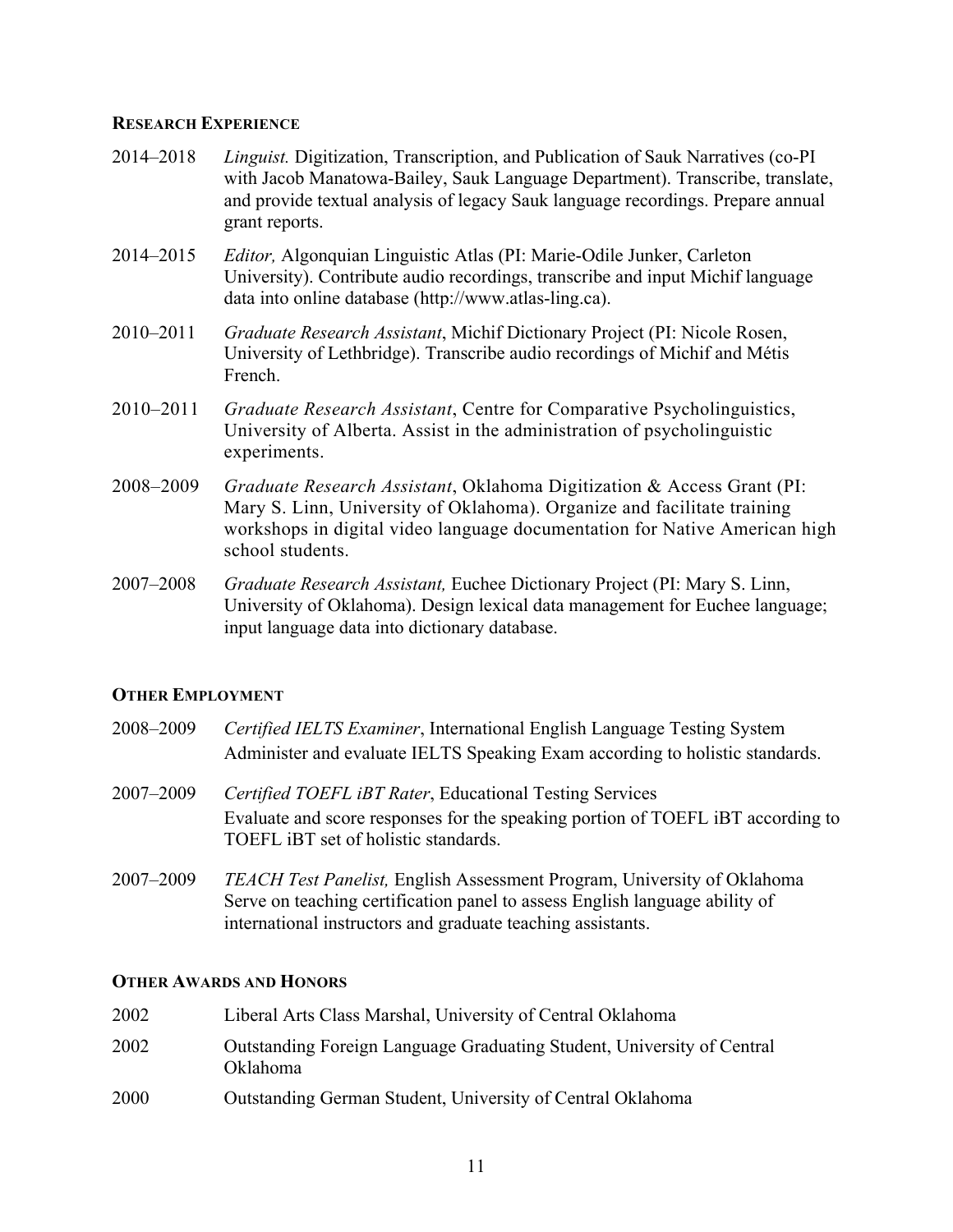## RESEARCH EXPERIENCE

2014–2018 *Linguist.* Digitization, Transcription, and Publication of Sauk Narratives (co-PI with Jacob Manatowa-Bailey, Sauk Language Department). Transcribe, translate, and provide textual analysis of legacy Sauk language recordings. Prepare annual grant reports.

2014–2015 *Editor,* Algonquian Linguistic Atlas (PI: Marie-Odile Junker, Carleton University). Contribute audio recordings, transcribe and input Michif language data into online database (http://www.atlas-ling.ca).

2010–2011 *Graduate Research Assistant*, Michif Dictionary Project (PI: Nicole Rosen, University of Lethbridge). Transcribe audio recordings of Michif and Métis French.

2010–2011 *Graduate Research Assistant*, Centre for Comparative Psycholinguistics, University of Alberta. Assist in the administration of psycholinguistic experiments.

2008–2009 *Graduate Research Assistant*, Oklahoma Digitization & Access Grant (PI: Mary S. Linn, University of Oklahoma). Organize and facilitate training workshops in digital video language documentation for Native American high school students.

2007–2008 *Graduate Research Assistant,* Euchee Dictionary Project (PI: Mary S. Linn, University of Oklahoma). Design lexical data management for Euchee language; input language data into dictionary database.

## OTHER EMPLOYMENT

2008–2009 *Certified IELTS Examiner*, International English Language Testing System
Administer and evaluate IELTS Speaking Exam according to holistic standards.

2007–2009 *Certified TOEFL iBT Rater*, Educational Testing Services
Evaluate and score responses for the speaking portion of TOEFL iBT according to TOEFL iBT set of holistic standards.

2007–2009 *TEACH Test Panelist,* English Assessment Program, University of Oklahoma
Serve on teaching certification panel to assess English language ability of international instructors and graduate teaching assistants.

## OTHER AWARDS AND HONORS

2002 Liberal Arts Class Marshal, University of Central Oklahoma

2002 Outstanding Foreign Language Graduating Student, University of Central Oklahoma

2000 Outstanding German Student, University of Central Oklahoma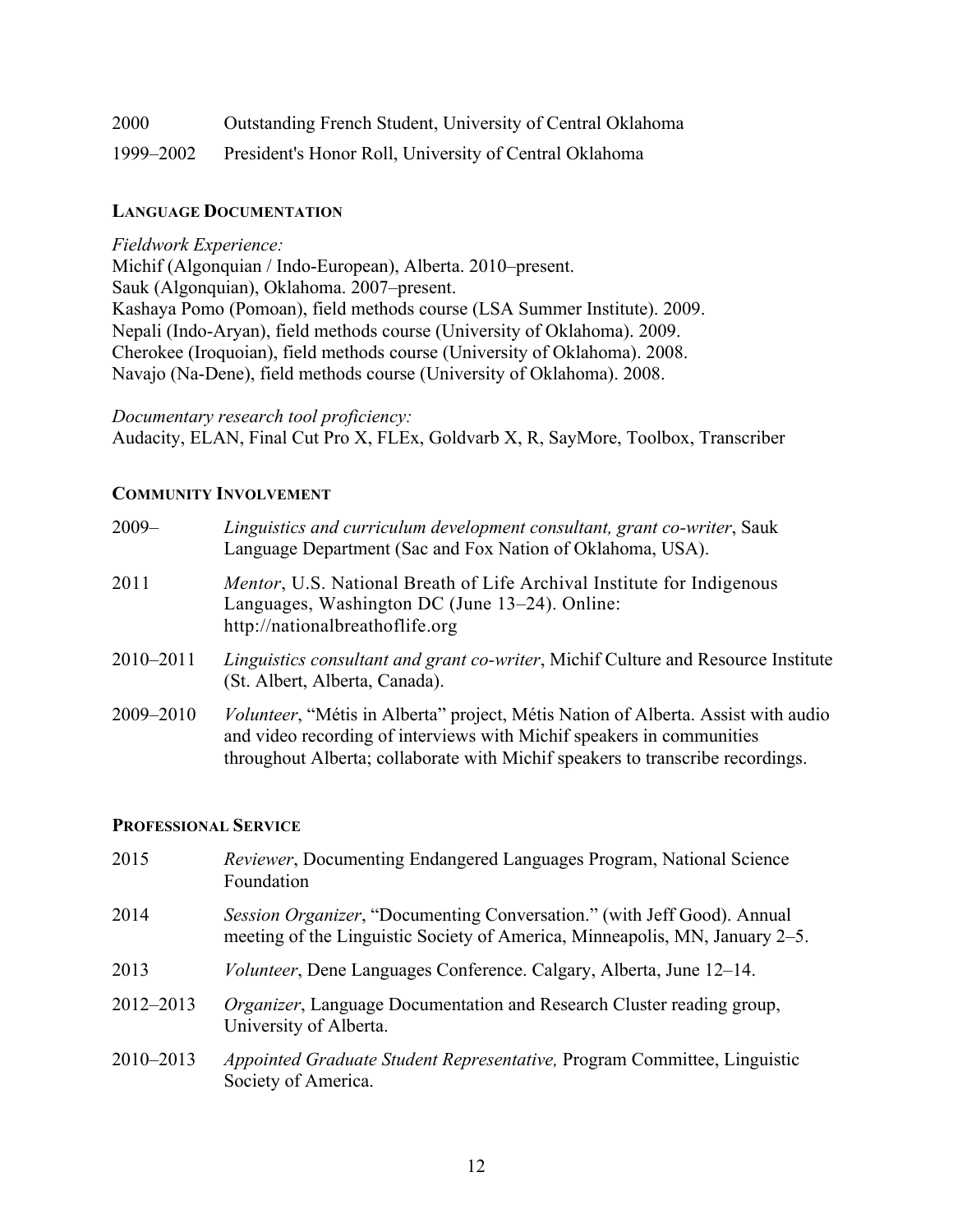2000 Outstanding French Student, University of Central Oklahoma

1999–2002 President's Honor Roll, University of Central Oklahoma

## LANGUAGE DOCUMENTATION

*Fieldwork Experience:*
Michif (Algonquian / Indo-European), Alberta. 2010–present.
Sauk (Algonquian), Oklahoma. 2007–present.
Kashaya Pomo (Pomoan), field methods course (LSA Summer Institute). 2009.
Nepali (Indo-Aryan), field methods course (University of Oklahoma). 2009.
Cherokee (Iroquoian), field methods course (University of Oklahoma). 2008.
Navajo (Na-Dene), field methods course (University of Oklahoma). 2008.

*Documentary research tool proficiency:*
Audacity, ELAN, Final Cut Pro X, FLEx, Goldvarb X, R, SayMore, Toolbox, Transcriber

## COMMUNITY INVOLVEMENT

2009– *Linguistics and curriculum development consultant, grant co-writer*, Sauk Language Department (Sac and Fox Nation of Oklahoma, USA).

2011 *Mentor*, U.S. National Breath of Life Archival Institute for Indigenous Languages, Washington DC (June 13–24). Online: http://nationalbreathoflife.org

2010–2011 *Linguistics consultant and grant co-writer*, Michif Culture and Resource Institute (St. Albert, Alberta, Canada).

2009–2010 *Volunteer*, "Métis in Alberta" project, Métis Nation of Alberta. Assist with audio and video recording of interviews with Michif speakers in communities throughout Alberta; collaborate with Michif speakers to transcribe recordings.

## PROFESSIONAL SERVICE

2015 *Reviewer*, Documenting Endangered Languages Program, National Science Foundation

2014 *Session Organizer*, "Documenting Conversation." (with Jeff Good). Annual meeting of the Linguistic Society of America, Minneapolis, MN, January 2–5.

2013 *Volunteer*, Dene Languages Conference. Calgary, Alberta, June 12–14.

2012–2013 *Organizer*, Language Documentation and Research Cluster reading group, University of Alberta.

2010–2013 *Appointed Graduate Student Representative,* Program Committee, Linguistic Society of America.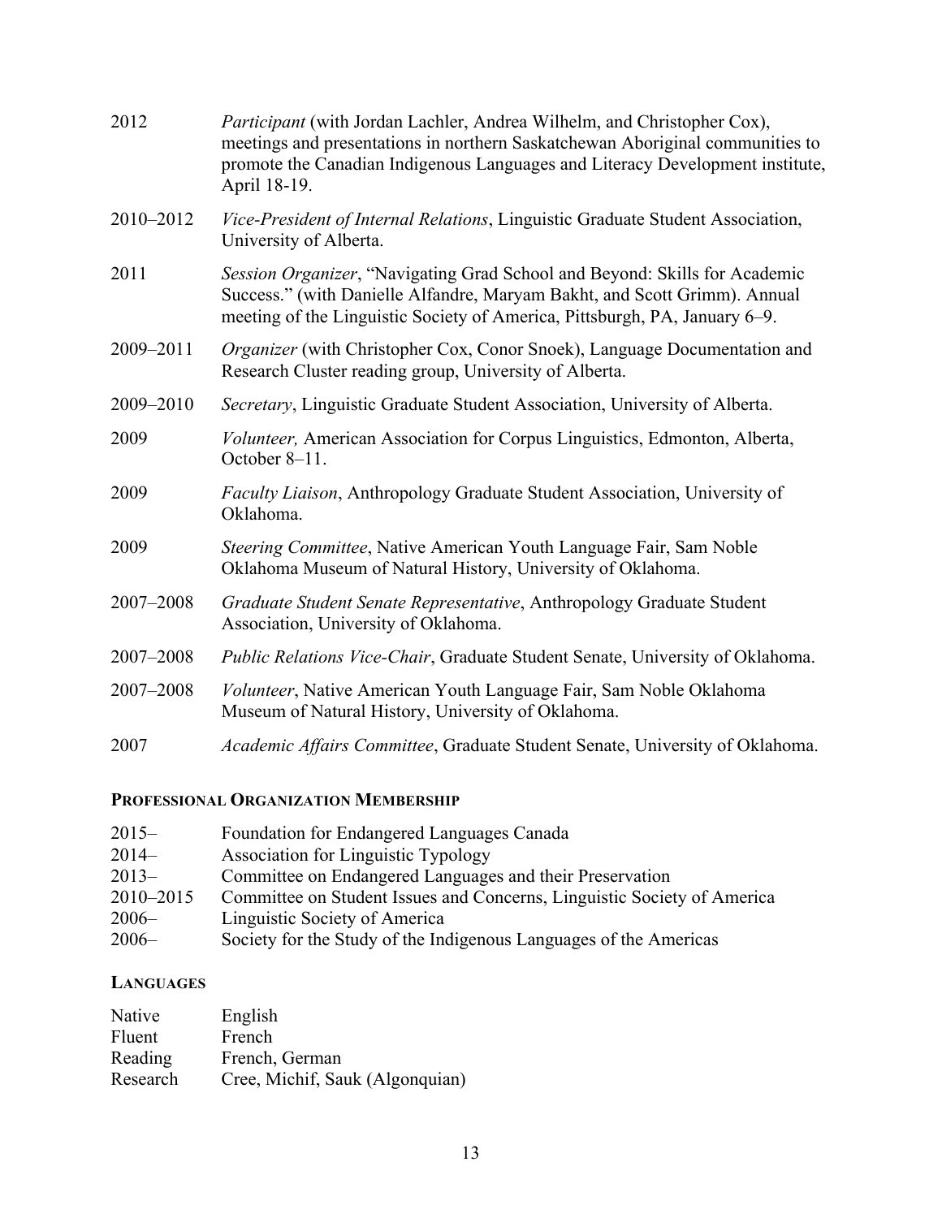2012 *Participant* (with Jordan Lachler, Andrea Wilhelm, and Christopher Cox), meetings and presentations in northern Saskatchewan Aboriginal communities to promote the Canadian Indigenous Languages and Literacy Development institute, April 18-19.

2010–2012 *Vice-President of Internal Relations*, Linguistic Graduate Student Association, University of Alberta.

2011 *Session Organizer*, "Navigating Grad School and Beyond: Skills for Academic Success." (with Danielle Alfandre, Maryam Bakht, and Scott Grimm). Annual meeting of the Linguistic Society of America, Pittsburgh, PA, January 6–9.

2009–2011 *Organizer* (with Christopher Cox, Conor Snoek), Language Documentation and Research Cluster reading group, University of Alberta.

2009–2010 *Secretary*, Linguistic Graduate Student Association, University of Alberta.

2009 *Volunteer,* American Association for Corpus Linguistics, Edmonton, Alberta, October 8–11.

2009 *Faculty Liaison*, Anthropology Graduate Student Association, University of Oklahoma.

2009 *Steering Committee*, Native American Youth Language Fair, Sam Noble Oklahoma Museum of Natural History, University of Oklahoma.

2007–2008 *Graduate Student Senate Representative*, Anthropology Graduate Student Association, University of Oklahoma.

2007–2008 *Public Relations Vice-Chair*, Graduate Student Senate, University of Oklahoma.

2007–2008 *Volunteer*, Native American Youth Language Fair, Sam Noble Oklahoma Museum of Natural History, University of Oklahoma.

2007 *Academic Affairs Committee*, Graduate Student Senate, University of Oklahoma.

## Professional Organization Membership

2015– Foundation for Endangered Languages Canada
2014– Association for Linguistic Typology
2013– Committee on Endangered Languages and their Preservation
2010–2015 Committee on Student Issues and Concerns, Linguistic Society of America
2006– Linguistic Society of America
2006– Society for the Study of the Indigenous Languages of the Americas

## Languages

Native English
Fluent French
Reading French, German
Research Cree, Michif, Sauk (Algonquian)